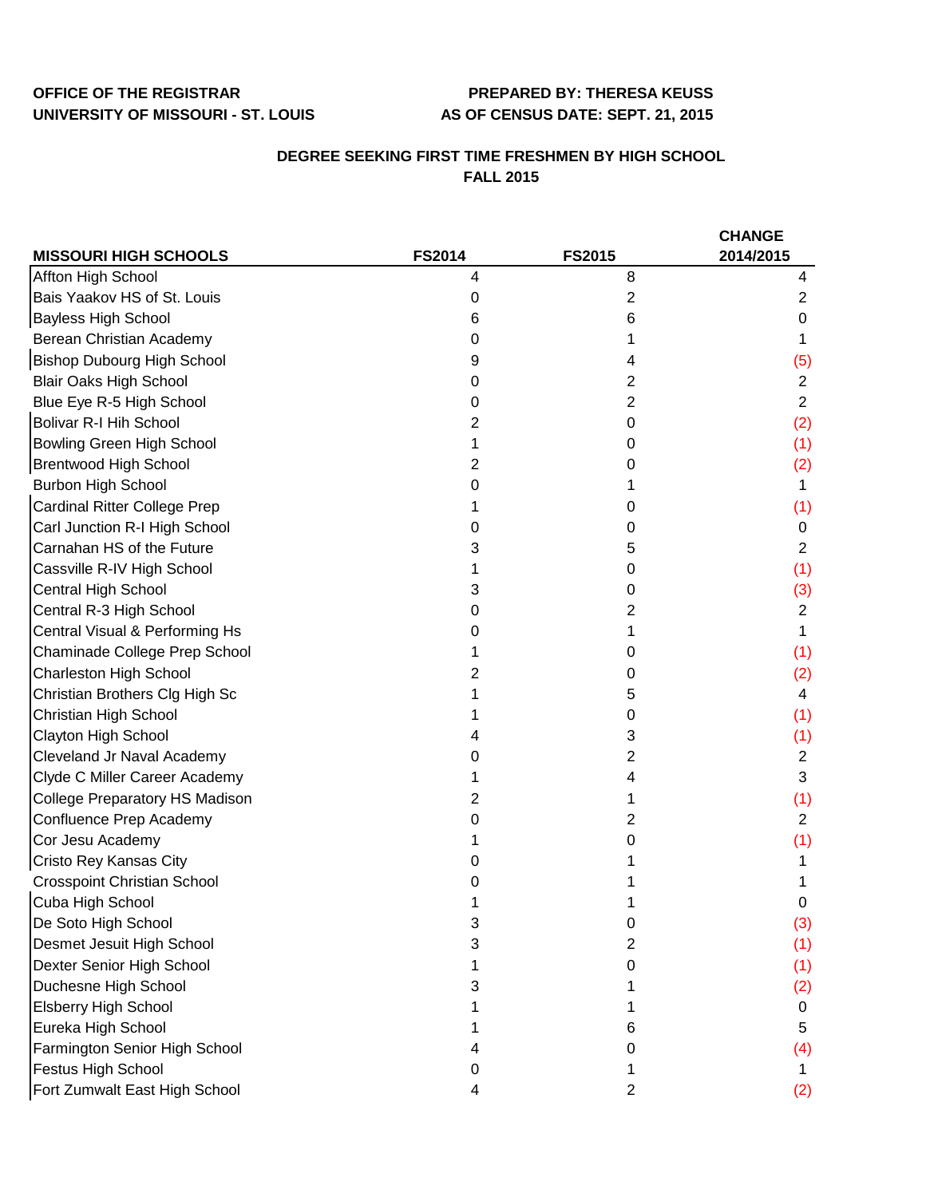**OFFICE OF THE REGISTRAR**
**UNIVERSITY OF MISSOURI - ST. LOUIS**

**PREPARED BY: THERESA KEUSS**
**AS OF CENSUS DATE: SEPT. 21, 2015**

## DEGREE SEEKING FIRST TIME FRESHMEN BY HIGH SCHOOL
## FALL 2015

| MISSOURI HIGH SCHOOLS | FS2014 | FS2015 | CHANGE 2014/2015 |
|---|---|---|---|
| Affton High School | 4 | 8 | 4 |
| Bais Yaakov HS of St. Louis | 0 | 2 | 2 |
| Bayless High School | 6 | 6 | 0 |
| Berean Christian Academy | 0 | 1 | 1 |
| Bishop Dubourg High School | 9 | 4 | (5) |
| Blair Oaks High School | 0 | 2 | 2 |
| Blue Eye R-5 High School | 0 | 2 | 2 |
| Bolivar R-I Hih School | 2 | 0 | (2) |
| Bowling Green High School | 1 | 0 | (1) |
| Brentwood High School | 2 | 0 | (2) |
| Burbon High School | 0 | 1 | 1 |
| Cardinal Ritter College Prep | 1 | 0 | (1) |
| Carl Junction R-I High School | 0 | 0 | 0 |
| Carnahan HS of the Future | 3 | 5 | 2 |
| Cassville R-IV High School | 1 | 0 | (1) |
| Central High School | 3 | 0 | (3) |
| Central R-3 High School | 0 | 2 | 2 |
| Central Visual & Performing Hs | 0 | 1 | 1 |
| Chaminade College Prep School | 1 | 0 | (1) |
| Charleston High School | 2 | 0 | (2) |
| Christian Brothers Clg High Sc | 1 | 5 | 4 |
| Christian High School | 1 | 0 | (1) |
| Clayton High School | 4 | 3 | (1) |
| Cleveland Jr Naval Academy | 0 | 2 | 2 |
| Clyde C Miller Career Academy | 1 | 4 | 3 |
| College Preparatory HS Madison | 2 | 1 | (1) |
| Confluence Prep Academy | 0 | 2 | 2 |
| Cor Jesu Academy | 1 | 0 | (1) |
| Cristo Rey Kansas City | 0 | 1 | 1 |
| Crosspoint Christian School | 0 | 1 | 1 |
| Cuba High School | 1 | 1 | 0 |
| De Soto High School | 3 | 0 | (3) |
| Desmet Jesuit High School | 3 | 2 | (1) |
| Dexter Senior High School | 1 | 0 | (1) |
| Duchesne High School | 3 | 1 | (2) |
| Elsberry High School | 1 | 1 | 0 |
| Eureka High School | 1 | 6 | 5 |
| Farmington Senior High School | 4 | 0 | (4) |
| Festus High School | 0 | 1 | 1 |
| Fort Zumwalt East High School | 4 | 2 | (2) |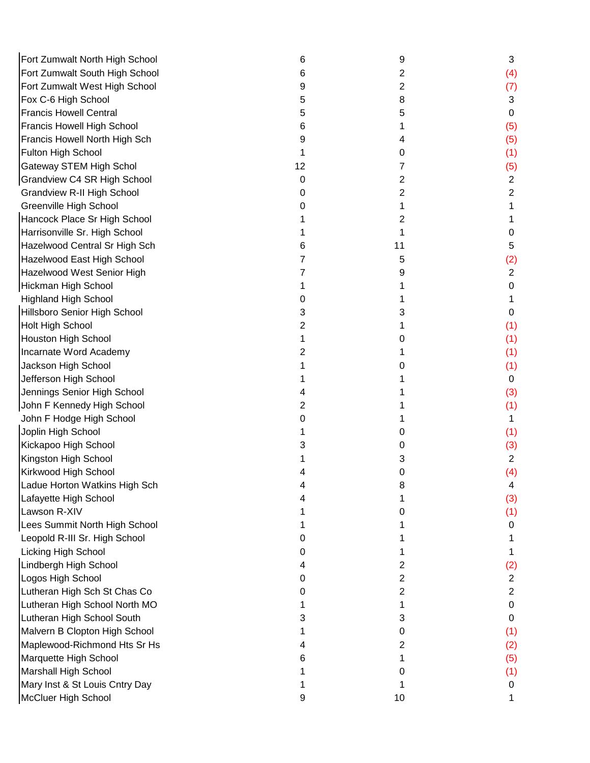| | | | |
|---|---|---|---|
| Fort Zumwalt North High School | 6 | 9 | 3 |
| Fort Zumwalt South High School | 6 | 2 | (4) |
| Fort Zumwalt West High School | 9 | 2 | (7) |
| Fox C-6 High School | 5 | 8 | 3 |
| Francis Howell Central | 5 | 5 | 0 |
| Francis Howell High School | 6 | 1 | (5) |
| Francis Howell North High Sch | 9 | 4 | (5) |
| Fulton High School | 1 | 0 | (1) |
| Gateway STEM High Schol | 12 | 7 | (5) |
| Grandview C4 SR High School | 0 | 2 | 2 |
| Grandview R-II High School | 0 | 2 | 2 |
| Greenville High School | 0 | 1 | 1 |
| Hancock Place Sr High School | 1 | 2 | 1 |
| Harrisonville Sr. High School | 1 | 1 | 0 |
| Hazelwood Central Sr High Sch | 6 | 11 | 5 |
| Hazelwood East High School | 7 | 5 | (2) |
| Hazelwood West Senior High | 7 | 9 | 2 |
| Hickman High School | 1 | 1 | 0 |
| Highland High School | 0 | 1 | 1 |
| Hillsboro Senior High School | 3 | 3 | 0 |
| Holt High School | 2 | 1 | (1) |
| Houston High School | 1 | 0 | (1) |
| Incarnate Word Academy | 2 | 1 | (1) |
| Jackson High School | 1 | 0 | (1) |
| Jefferson High School | 1 | 1 | 0 |
| Jennings Senior High School | 4 | 1 | (3) |
| John F Kennedy High School | 2 | 1 | (1) |
| John F Hodge High School | 0 | 1 | 1 |
| Joplin High School | 1 | 0 | (1) |
| Kickapoo High School | 3 | 0 | (3) |
| Kingston High School | 1 | 3 | 2 |
| Kirkwood High School | 4 | 0 | (4) |
| Ladue Horton Watkins High Sch | 4 | 8 | 4 |
| Lafayette High School | 4 | 1 | (3) |
| Lawson R-XIV | 1 | 0 | (1) |
| Lees Summit North High School | 1 | 1 | 0 |
| Leopold R-III Sr. High School | 0 | 1 | 1 |
| Licking High School | 0 | 1 | 1 |
| Lindbergh High School | 4 | 2 | (2) |
| Logos High School | 0 | 2 | 2 |
| Lutheran High Sch St Chas Co | 0 | 2 | 2 |
| Lutheran High School North MO | 1 | 1 | 0 |
| Lutheran High School South | 3 | 3 | 0 |
| Malvern B Clopton High School | 1 | 0 | (1) |
| Maplewood-Richmond Hts Sr Hs | 4 | 2 | (2) |
| Marquette High School | 6 | 1 | (5) |
| Marshall High School | 1 | 0 | (1) |
| Mary Inst & St Louis Cntry Day | 1 | 1 | 0 |
| McCluer High School | 9 | 10 | 1 |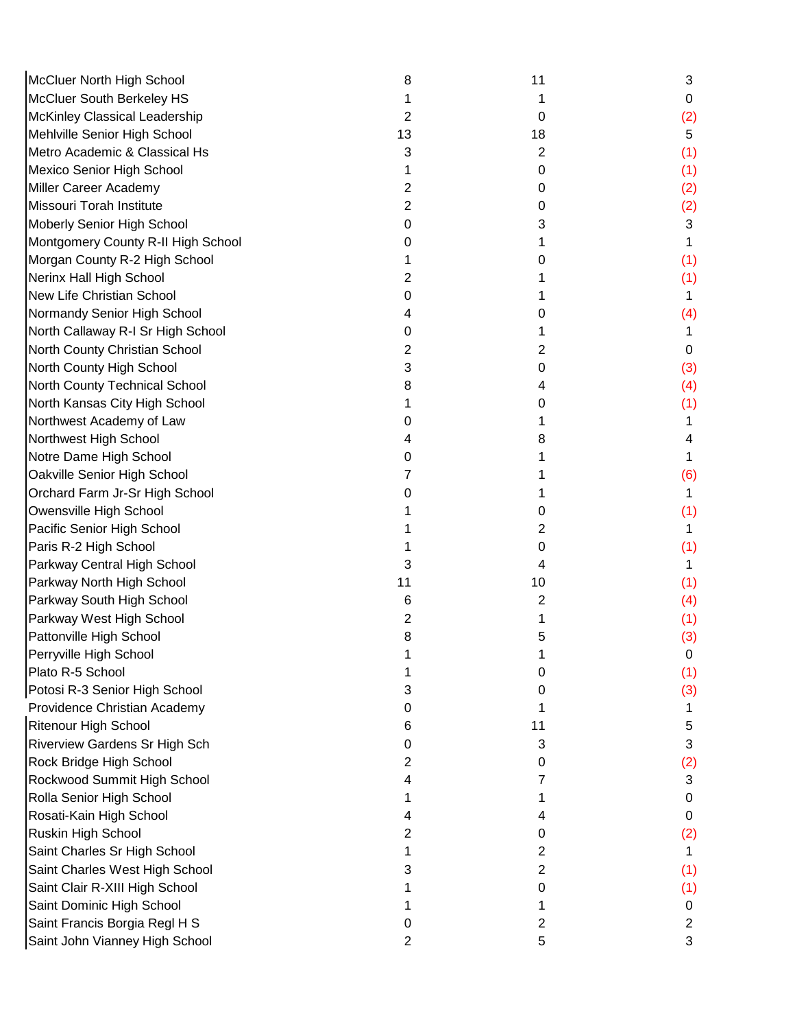| | | | |
|---|---|---|---|
| McCluer North High School | 8 | 11 | 3 |
| McCluer South Berkeley HS | 1 | 1 | 0 |
| McKinley Classical Leadership | 2 | 0 | (2) |
| Mehlville Senior High School | 13 | 18 | 5 |
| Metro Academic & Classical Hs | 3 | 2 | (1) |
| Mexico Senior High School | 1 | 0 | (1) |
| Miller Career Academy | 2 | 0 | (2) |
| Missouri Torah Institute | 2 | 0 | (2) |
| Moberly Senior High School | 0 | 3 | 3 |
| Montgomery County R-II High School | 0 | 1 | 1 |
| Morgan County R-2 High School | 1 | 0 | (1) |
| Nerinx Hall High School | 2 | 1 | (1) |
| New Life Christian School | 0 | 1 | 1 |
| Normandy Senior High School | 4 | 0 | (4) |
| North Callaway R-I Sr High School | 0 | 1 | 1 |
| North County Christian School | 2 | 2 | 0 |
| North County High School | 3 | 0 | (3) |
| North County Technical School | 8 | 4 | (4) |
| North Kansas City High School | 1 | 0 | (1) |
| Northwest Academy of Law | 0 | 1 | 1 |
| Northwest High School | 4 | 8 | 4 |
| Notre Dame High School | 0 | 1 | 1 |
| Oakville Senior High School | 7 | 1 | (6) |
| Orchard Farm Jr-Sr High School | 0 | 1 | 1 |
| Owensville High School | 1 | 0 | (1) |
| Pacific Senior High School | 1 | 2 | 1 |
| Paris R-2 High School | 1 | 0 | (1) |
| Parkway Central High School | 3 | 4 | 1 |
| Parkway North High School | 11 | 10 | (1) |
| Parkway South High School | 6 | 2 | (4) |
| Parkway West High School | 2 | 1 | (1) |
| Pattonville High School | 8 | 5 | (3) |
| Perryville High School | 1 | 1 | 0 |
| Plato R-5 School | 1 | 0 | (1) |
| Potosi R-3 Senior High School | 3 | 0 | (3) |
| Providence Christian Academy | 0 | 1 | 1 |
| Ritenour High School | 6 | 11 | 5 |
| Riverview Gardens Sr High Sch | 0 | 3 | 3 |
| Rock Bridge High School | 2 | 0 | (2) |
| Rockwood Summit High School | 4 | 7 | 3 |
| Rolla Senior High School | 1 | 1 | 0 |
| Rosati-Kain High School | 4 | 4 | 0 |
| Ruskin High School | 2 | 0 | (2) |
| Saint Charles Sr High School | 1 | 2 | 1 |
| Saint Charles West High School | 3 | 2 | (1) |
| Saint Clair R-XIII High School | 1 | 0 | (1) |
| Saint Dominic High School | 1 | 1 | 0 |
| Saint Francis Borgia Regl H S | 0 | 2 | 2 |
| Saint John Vianney High School | 2 | 5 | 3 |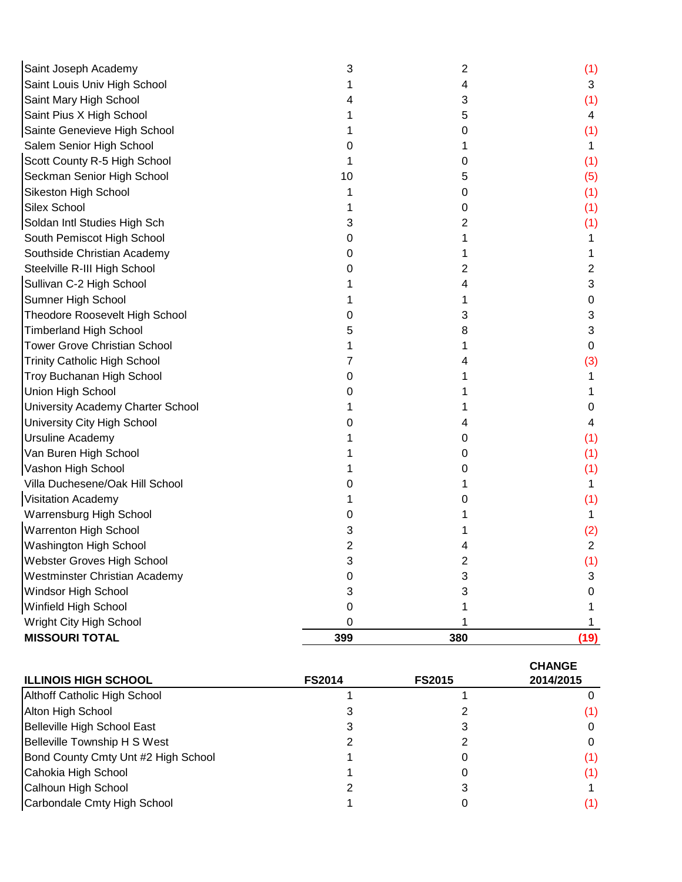| | | | |
|---|---|---|---|
| Saint Joseph Academy | 3 | 2 | (1) |
| Saint Louis Univ High School | 1 | 4 | 3 |
| Saint Mary High School | 4 | 3 | (1) |
| Saint Pius X High School | 1 | 5 | 4 |
| Sainte Genevieve High School | 1 | 0 | (1) |
| Salem Senior High School | 0 | 1 | 1 |
| Scott County R-5 High School | 1 | 0 | (1) |
| Seckman Senior High School | 10 | 5 | (5) |
| Sikeston High School | 1 | 0 | (1) |
| Silex School | 1 | 0 | (1) |
| Soldan Intl Studies High Sch | 3 | 2 | (1) |
| South Pemiscot High School | 0 | 1 | 1 |
| Southside Christian Academy | 0 | 1 | 1 |
| Steelville R-III High School | 0 | 2 | 2 |
| Sullivan C-2 High School | 1 | 4 | 3 |
| Sumner High School | 1 | 1 | 0 |
| Theodore Roosevelt High School | 0 | 3 | 3 |
| Timberland High School | 5 | 8 | 3 |
| Tower Grove Christian School | 1 | 1 | 0 |
| Trinity Catholic High School | 7 | 4 | (3) |
| Troy Buchanan High School | 0 | 1 | 1 |
| Union High School | 0 | 1 | 1 |
| University Academy Charter School | 1 | 1 | 0 |
| University City High School | 0 | 4 | 4 |
| Ursuline Academy | 1 | 0 | (1) |
| Van Buren High School | 1 | 0 | (1) |
| Vashon High School | 1 | 0 | (1) |
| Villa Duchesene/Oak Hill School | 0 | 1 | 1 |
| Visitation Academy | 1 | 0 | (1) |
| Warrensburg High School | 0 | 1 | 1 |
| Warrenton High School | 3 | 1 | (2) |
| Washington High School | 2 | 4 | 2 |
| Webster Groves High School | 3 | 2 | (1) |
| Westminster Christian Academy | 0 | 3 | 3 |
| Windsor High School | 3 | 3 | 0 |
| Winfield High School | 0 | 1 | 1 |
| Wright City High School | 0 | 1 | 1 |
| **MISSOURI TOTAL** | **399** | **380** | **(19)** |

| ILLINOIS HIGH SCHOOL | FS2014 | FS2015 | CHANGE 2014/2015 |
|---|---|---|---|
| Althoff Catholic High School | 1 | 1 | 0 |
| Alton High School | 3 | 2 | (1) |
| Belleville High School East | 3 | 3 | 0 |
| Belleville Township H S West | 2 | 2 | 0 |
| Bond County Cmty Unt #2 High School | 1 | 0 | (1) |
| Cahokia High School | 1 | 0 | (1) |
| Calhoun High School | 2 | 3 | 1 |
| Carbondale Cmty High School | 1 | 0 | (1) |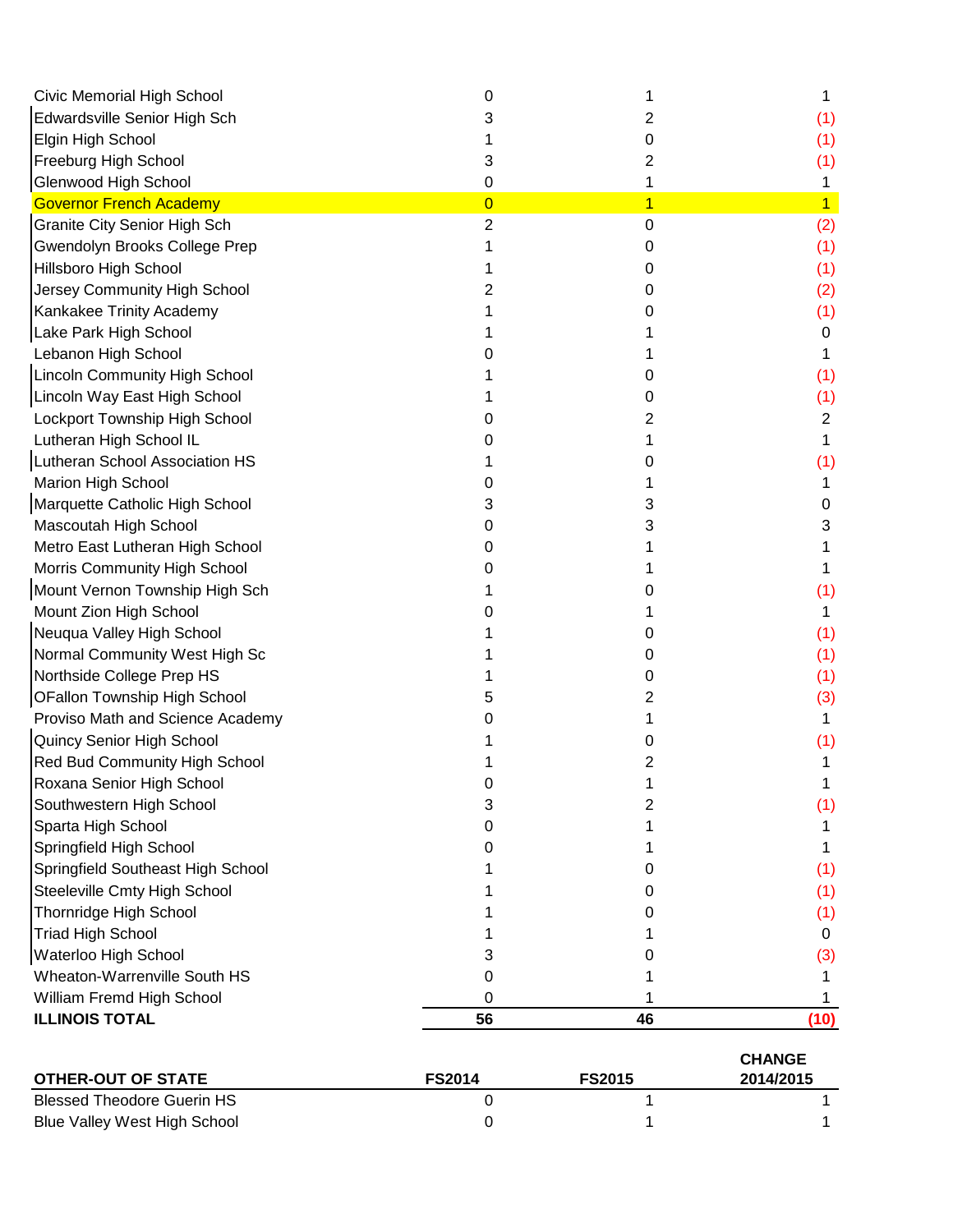| | | | |
|---|---|---|---|
| Civic Memorial High School | 0 | 1 | 1 |
| Edwardsville Senior High Sch | 3 | 2 | (1) |
| Elgin High School | 1 | 0 | (1) |
| Freeburg High School | 3 | 2 | (1) |
| Glenwood High School | 0 | 1 | 1 |
| Governor French Academy | 0 | 1 | 1 |
| Granite City Senior High Sch | 2 | 0 | (2) |
| Gwendolyn Brooks College Prep | 1 | 0 | (1) |
| Hillsboro High School | 1 | 0 | (1) |
| Jersey Community High School | 2 | 0 | (2) |
| Kankakee Trinity Academy | 1 | 0 | (1) |
| Lake Park High School | 1 | 1 | 0 |
| Lebanon High School | 0 | 1 | 1 |
| Lincoln Community High School | 1 | 0 | (1) |
| Lincoln Way East High School | 1 | 0 | (1) |
| Lockport Township High School | 0 | 2 | 2 |
| Lutheran High School IL | 0 | 1 | 1 |
| Lutheran School Association HS | 1 | 0 | (1) |
| Marion High School | 0 | 1 | 1 |
| Marquette Catholic High School | 3 | 3 | 0 |
| Mascoutah High School | 0 | 3 | 3 |
| Metro East Lutheran High School | 0 | 1 | 1 |
| Morris Community High School | 0 | 1 | 1 |
| Mount Vernon Township High Sch | 1 | 0 | (1) |
| Mount Zion High School | 0 | 1 | 1 |
| Neuqua Valley High School | 1 | 0 | (1) |
| Normal Community West High Sc | 1 | 0 | (1) |
| Northside College Prep HS | 1 | 0 | (1) |
| OFallon Township High School | 5 | 2 | (3) |
| Proviso Math and Science Academy | 0 | 1 | 1 |
| Quincy Senior High School | 1 | 0 | (1) |
| Red Bud Community High School | 1 | 2 | 1 |
| Roxana Senior High School | 0 | 1 | 1 |
| Southwestern High School | 3 | 2 | (1) |
| Sparta High School | 0 | 1 | 1 |
| Springfield High School | 0 | 1 | 1 |
| Springfield Southeast High School | 1 | 0 | (1) |
| Steeleville Cmty High School | 1 | 0 | (1) |
| Thornridge High School | 1 | 0 | (1) |
| Triad High School | 1 | 1 | 0 |
| Waterloo High School | 3 | 0 | (3) |
| Wheaton-Warrenville South HS | 0 | 1 | 1 |
| William Fremd High School | 0 | 1 | 1 |
| **ILLINOIS TOTAL** | **56** | **46** | **(10)** |

| OTHER-OUT OF STATE | FS2014 | FS2015 | CHANGE 2014/2015 |
|---|---|---|---|
| Blessed Theodore Guerin HS | 0 | 1 | 1 |
| Blue Valley West High School | 0 | 1 | 1 |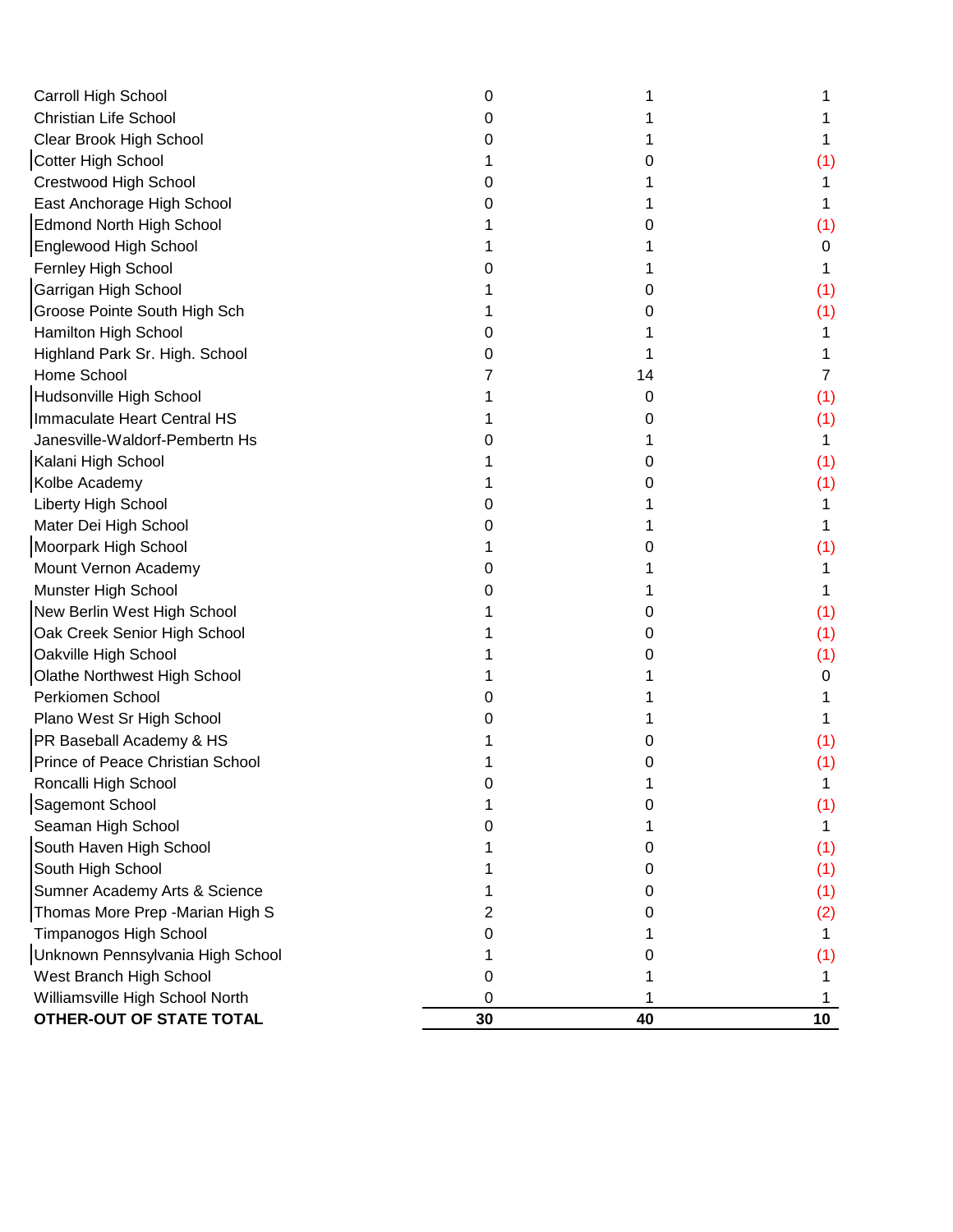| | | | |
|---|---|---|---|
| Carroll High School | 0 | 1 | 1 |
| Christian Life School | 0 | 1 | 1 |
| Clear Brook High School | 0 | 1 | 1 |
| Cotter High School | 1 | 0 | (1) |
| Crestwood High School | 0 | 1 | 1 |
| East Anchorage High School | 0 | 1 | 1 |
| Edmond North High School | 1 | 0 | (1) |
| Englewood High School | 1 | 1 | 0 |
| Fernley High School | 0 | 1 | 1 |
| Garrigan High School | 1 | 0 | (1) |
| Groose Pointe South High Sch | 1 | 0 | (1) |
| Hamilton High School | 0 | 1 | 1 |
| Highland Park Sr. High. School | 0 | 1 | 1 |
| Home School | 7 | 14 | 7 |
| Hudsonville High School | 1 | 0 | (1) |
| Immaculate Heart Central HS | 1 | 0 | (1) |
| Janesville-Waldorf-Pembertn Hs | 0 | 1 | 1 |
| Kalani High School | 1 | 0 | (1) |
| Kolbe Academy | 1 | 0 | (1) |
| Liberty High School | 0 | 1 | 1 |
| Mater Dei High School | 0 | 1 | 1 |
| Moorpark High School | 1 | 0 | (1) |
| Mount Vernon Academy | 0 | 1 | 1 |
| Munster High School | 0 | 1 | 1 |
| New Berlin West High School | 1 | 0 | (1) |
| Oak Creek Senior High School | 1 | 0 | (1) |
| Oakville High School | 1 | 0 | (1) |
| Olathe Northwest High School | 1 | 1 | 0 |
| Perkiomen School | 0 | 1 | 1 |
| Plano West Sr High School | 0 | 1 | 1 |
| PR Baseball Academy & HS | 1 | 0 | (1) |
| Prince of Peace Christian School | 1 | 0 | (1) |
| Roncalli High School | 0 | 1 | 1 |
| Sagemont School | 1 | 0 | (1) |
| Seaman High School | 0 | 1 | 1 |
| South Haven High School | 1 | 0 | (1) |
| South High School | 1 | 0 | (1) |
| Sumner Academy Arts & Science | 1 | 0 | (1) |
| Thomas More Prep -Marian High S | 2 | 0 | (2) |
| Timpanogos High School | 0 | 1 | 1 |
| Unknown Pennsylvania High School | 1 | 0 | (1) |
| West Branch High School | 0 | 1 | 1 |
| Williamsville High School North | 0 | 1 | 1 |
| **OTHER-OUT OF STATE TOTAL** | **30** | **40** | **10** |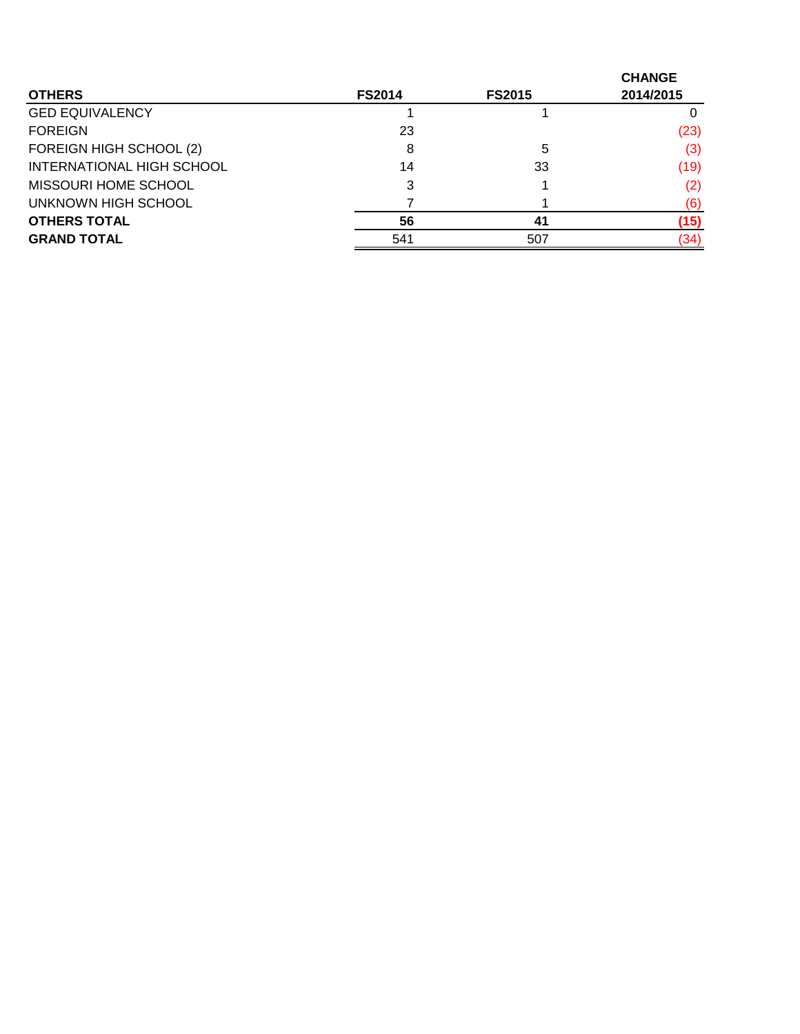| OTHERS | FS2014 | FS2015 | CHANGE 2014/2015 |
|---|---|---|---|
| GED EQUIVALENCY | 1 | 1 | 0 |
| FOREIGN | 23 | | (23) |
| FOREIGN HIGH SCHOOL (2) | 8 | 5 | (3) |
| INTERNATIONAL HIGH SCHOOL | 14 | 33 | (19) |
| MISSOURI HOME SCHOOL | 3 | 1 | (2) |
| UNKNOWN HIGH SCHOOL | 7 | 1 | (6) |
| **OTHERS TOTAL** | **56** | **41** | **(15)** |
| **GRAND TOTAL** | 541 | 507 | (34) |